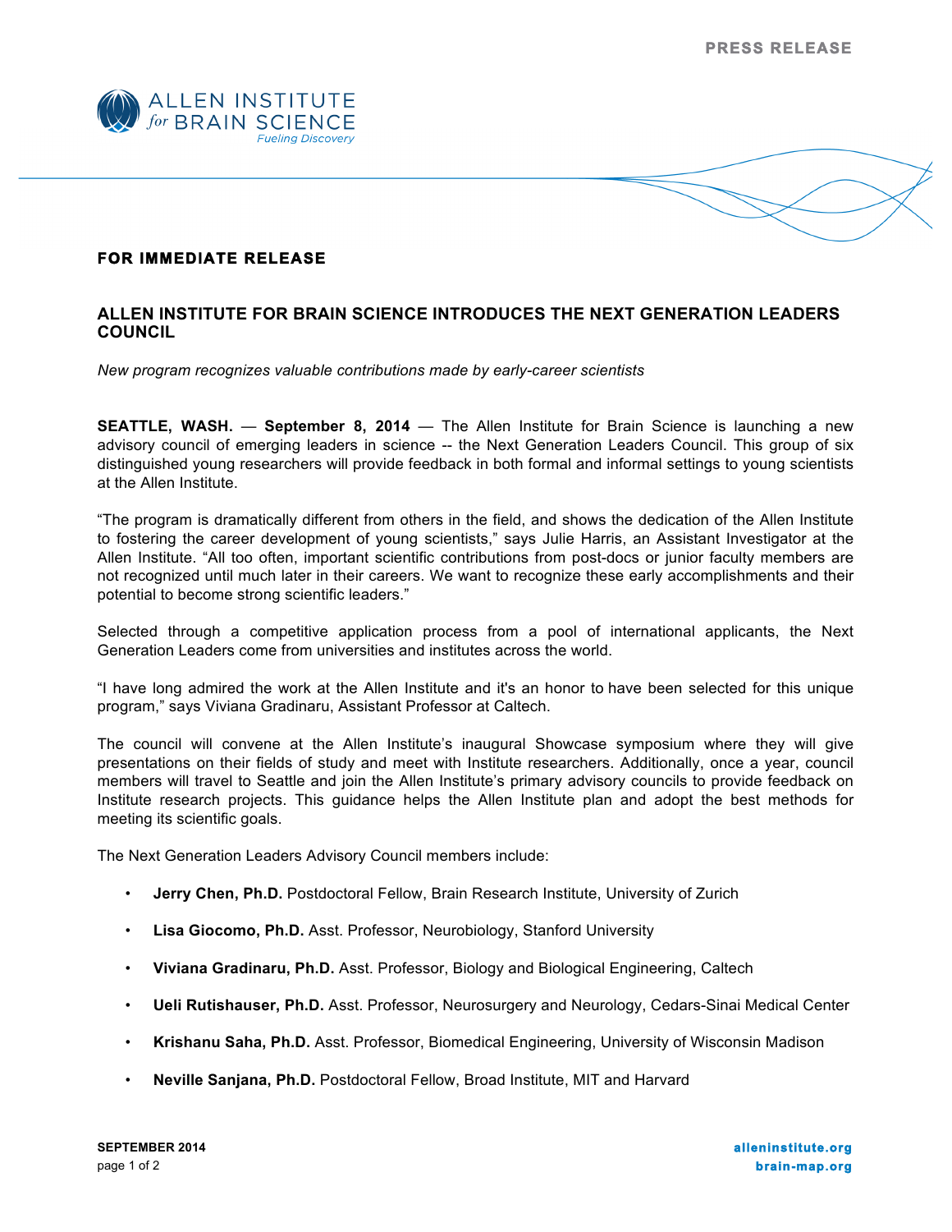PRESS RELEASE

**FOR IMMEDIATE RELEASE**

# ALLEN INSTITUTE FOR BRAIN SCIENCE INTRODUCES THE NEXT GENERATION LEADERS COUNCIL

*New program recognizes valuable contributions made by early-career scientists*

**SEATTLE, WASH.** — **September 8, 2014** — The Allen Institute for Brain Science is launching a new advisory council of emerging leaders in science -- the Next Generation Leaders Council. This group of six distinguished young researchers will provide feedback in both formal and informal settings to young scientists at the Allen Institute.

"The program is dramatically different from others in the field, and shows the dedication of the Allen Institute to fostering the career development of young scientists," says Julie Harris, an Assistant Investigator at the Allen Institute. "All too often, important scientific contributions from post-docs or junior faculty members are not recognized until much later in their careers. We want to recognize these early accomplishments and their potential to become strong scientific leaders."

Selected through a competitive application process from a pool of international applicants, the Next Generation Leaders come from universities and institutes across the world.

"I have long admired the work at the Allen Institute and it's an honor to have been selected for this unique program," says Viviana Gradinaru, Assistant Professor at Caltech.

The council will convene at the Allen Institute's inaugural Showcase symposium where they will give presentations on their fields of study and meet with Institute researchers. Additionally, once a year, council members will travel to Seattle and join the Allen Institute's primary advisory councils to provide feedback on Institute research projects. This guidance helps the Allen Institute plan and adopt the best methods for meeting its scientific goals.

The Next Generation Leaders Advisory Council members include:

- **Jerry Chen, Ph.D.** Postdoctoral Fellow, Brain Research Institute, University of Zurich
- **Lisa Giocomo, Ph.D.** Asst. Professor, Neurobiology, Stanford University
- **Viviana Gradinaru, Ph.D.** Asst. Professor, Biology and Biological Engineering, Caltech
- **Ueli Rutishauser, Ph.D.** Asst. Professor, Neurosurgery and Neurology, Cedars-Sinai Medical Center
- **Krishanu Saha, Ph.D.** Asst. Professor, Biomedical Engineering, University of Wisconsin Madison
- **Neville Sanjana, Ph.D.** Postdoctoral Fellow, Broad Institute, MIT and Harvard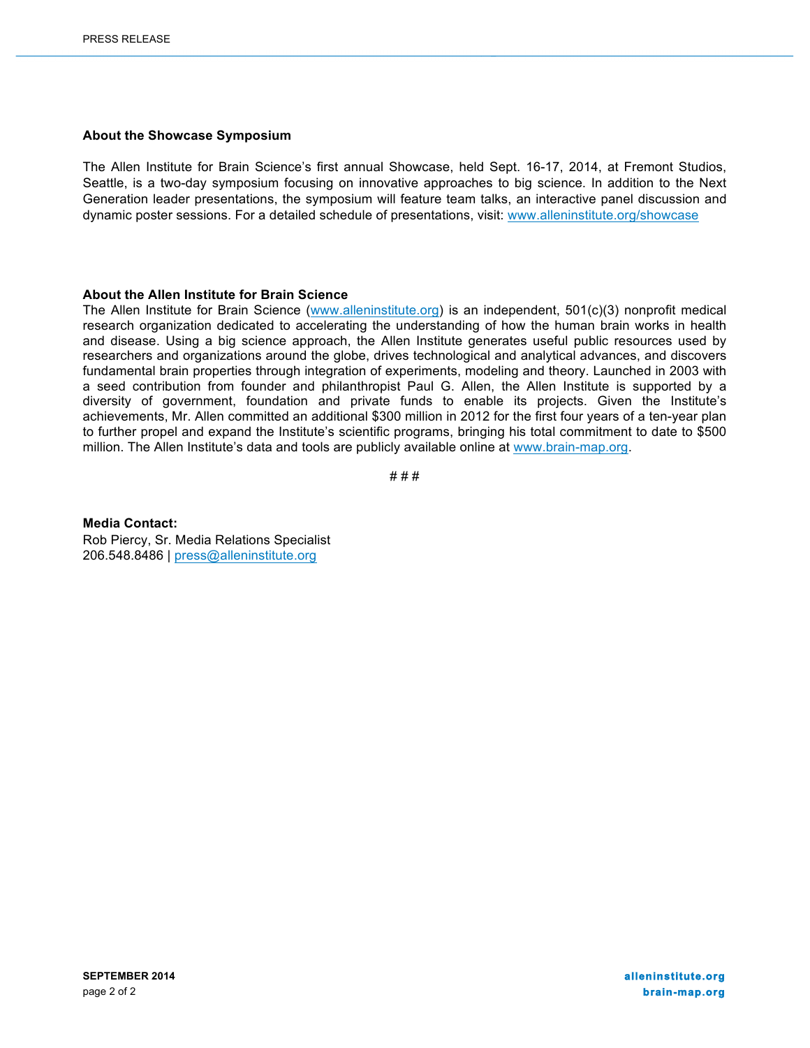## About the Showcase Symposium

The Allen Institute for Brain Science's first annual Showcase, held Sept. 16-17, 2014, at Fremont Studios, Seattle, is a two-day symposium focusing on innovative approaches to big science. In addition to the Next Generation leader presentations, the symposium will feature team talks, an interactive panel discussion and dynamic poster sessions. For a detailed schedule of presentations, visit: www.alleninstitute.org/showcase

## About the Allen Institute for Brain Science

The Allen Institute for Brain Science (www.alleninstitute.org) is an independent, 501(c)(3) nonprofit medical research organization dedicated to accelerating the understanding of how the human brain works in health and disease. Using a big science approach, the Allen Institute generates useful public resources used by researchers and organizations around the globe, drives technological and analytical advances, and discovers fundamental brain properties through integration of experiments, modeling and theory. Launched in 2003 with a seed contribution from founder and philanthropist Paul G. Allen, the Allen Institute is supported by a diversity of government, foundation and private funds to enable its projects. Given the Institute's achievements, Mr. Allen committed an additional $300 million in 2012 for the first four years of a ten-year plan to further propel and expand the Institute's scientific programs, bringing his total commitment to date to $500 million. The Allen Institute's data and tools are publicly available online at www.brain-map.org.

# # #

**Media Contact:**
Rob Piercy, Sr. Media Relations Specialist
206.548.8486 | press@alleninstitute.org